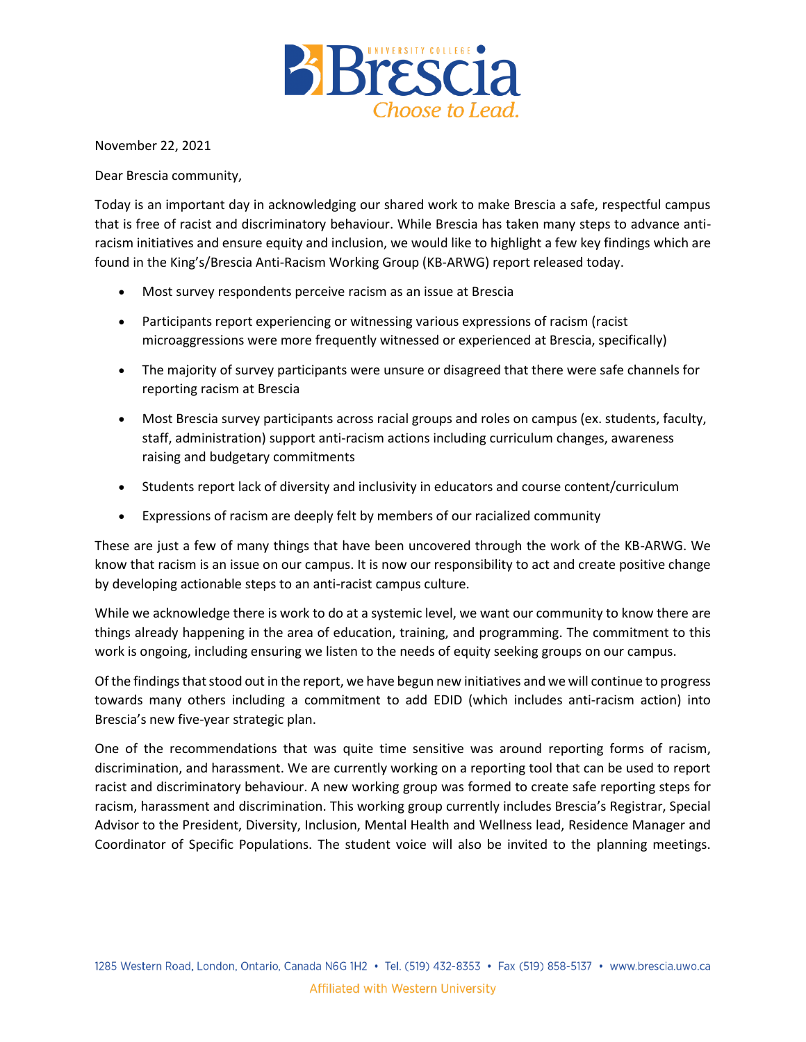November 22, 2021

Dear Brescia community,

Today is an important day in acknowledging our shared work to make Brescia a safe, respectful campus that is free of racist and discriminatory behaviour. While Brescia has taken many steps to advance anti-racism initiatives and ensure equity and inclusion, we would like to highlight a few key findings which are found in the King's/Brescia Anti-Racism Working Group (KB-ARWG) report released today.

- Most survey respondents perceive racism as an issue at Brescia
- Participants report experiencing or witnessing various expressions of racism (racist microaggressions were more frequently witnessed or experienced at Brescia, specifically)
- The majority of survey participants were unsure or disagreed that there were safe channels for reporting racism at Brescia
- Most Brescia survey participants across racial groups and roles on campus (ex. students, faculty, staff, administration) support anti-racism actions including curriculum changes, awareness raising and budgetary commitments
- Students report lack of diversity and inclusivity in educators and course content/curriculum
- Expressions of racism are deeply felt by members of our racialized community

These are just a few of many things that have been uncovered through the work of the KB-ARWG. We know that racism is an issue on our campus. It is now our responsibility to act and create positive change by developing actionable steps to an anti-racist campus culture.

While we acknowledge there is work to do at a systemic level, we want our community to know there are things already happening in the area of education, training, and programming. The commitment to this work is ongoing, including ensuring we listen to the needs of equity seeking groups on our campus.

Of the findings that stood out in the report, we have begun new initiatives and we will continue to progress towards many others including a commitment to add EDID (which includes anti-racism action) into Brescia's new five-year strategic plan.

One of the recommendations that was quite time sensitive was around reporting forms of racism, discrimination, and harassment. We are currently working on a reporting tool that can be used to report racist and discriminatory behaviour. A new working group was formed to create safe reporting steps for racism, harassment and discrimination. This working group currently includes Brescia's Registrar, Special Advisor to the President, Diversity, Inclusion, Mental Health and Wellness lead, Residence Manager and Coordinator of Specific Populations. The student voice will also be invited to the planning meetings.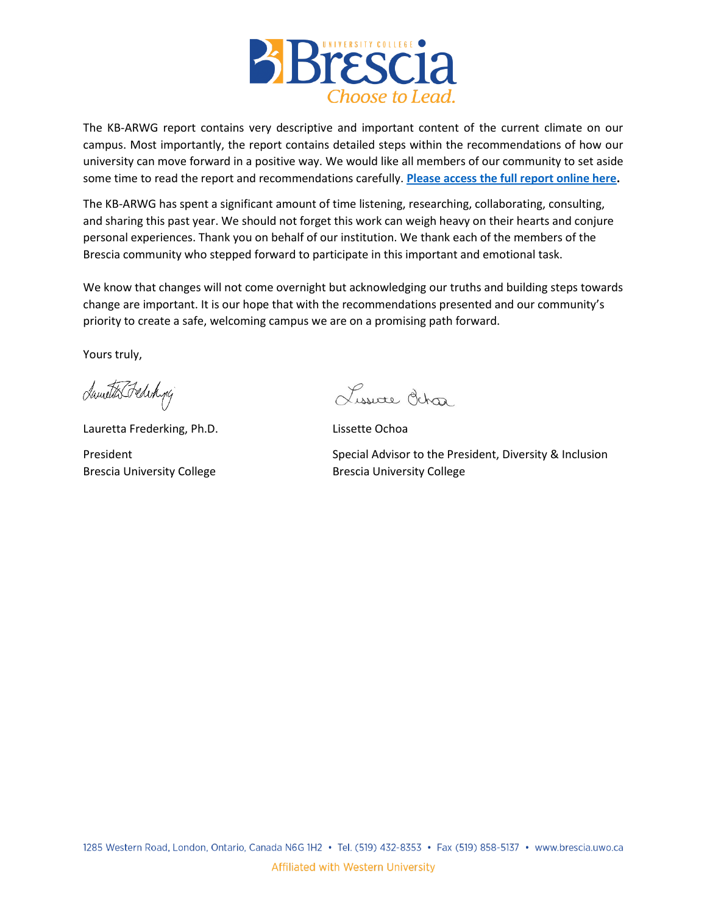The KB-ARWG report contains very descriptive and important content of the current climate on our campus. Most importantly, the report contains detailed steps within the recommendations of how our university can move forward in a positive way. We would like all members of our community to set aside some time to read the report and recommendations carefully. **Please access the full report online here.**

The KB-ARWG has spent a significant amount of time listening, researching, collaborating, consulting, and sharing this past year. We should not forget this work can weigh heavy on their hearts and conjure personal experiences. Thank you on behalf of our institution. We thank each of the members of the Brescia community who stepped forward to participate in this important and emotional task.

We know that changes will not come overnight but acknowledging our truths and building steps towards change are important. It is our hope that with the recommendations presented and our community's priority to create a safe, welcoming campus we are on a promising path forward.

Yours truly,

Lauretta Frederking, Ph.D.

President
Brescia University College

Lissette Ochoa

Special Advisor to the President, Diversity & Inclusion
Brescia University College